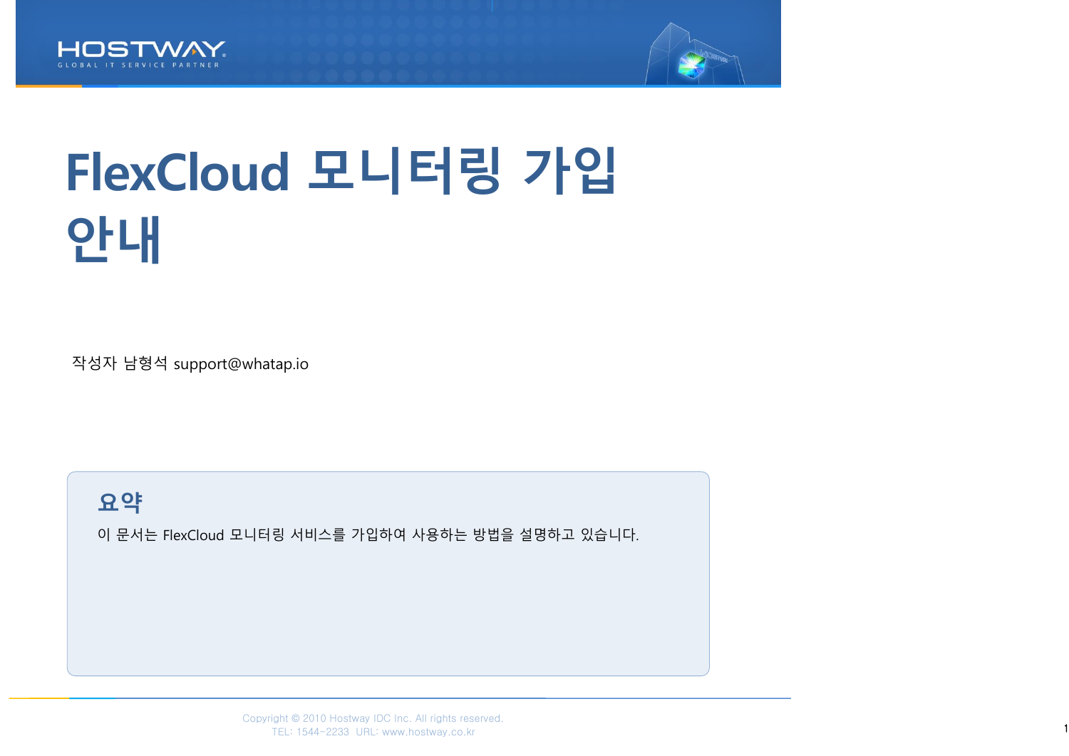# FlexCloud 모니터링 가입 안내

작성자 남형석 support@whatap.io

## 요약

이 문서는 FlexCloud 모니터링 서비스를 가입하여 사용하는 방법을 설명하고 있습니다.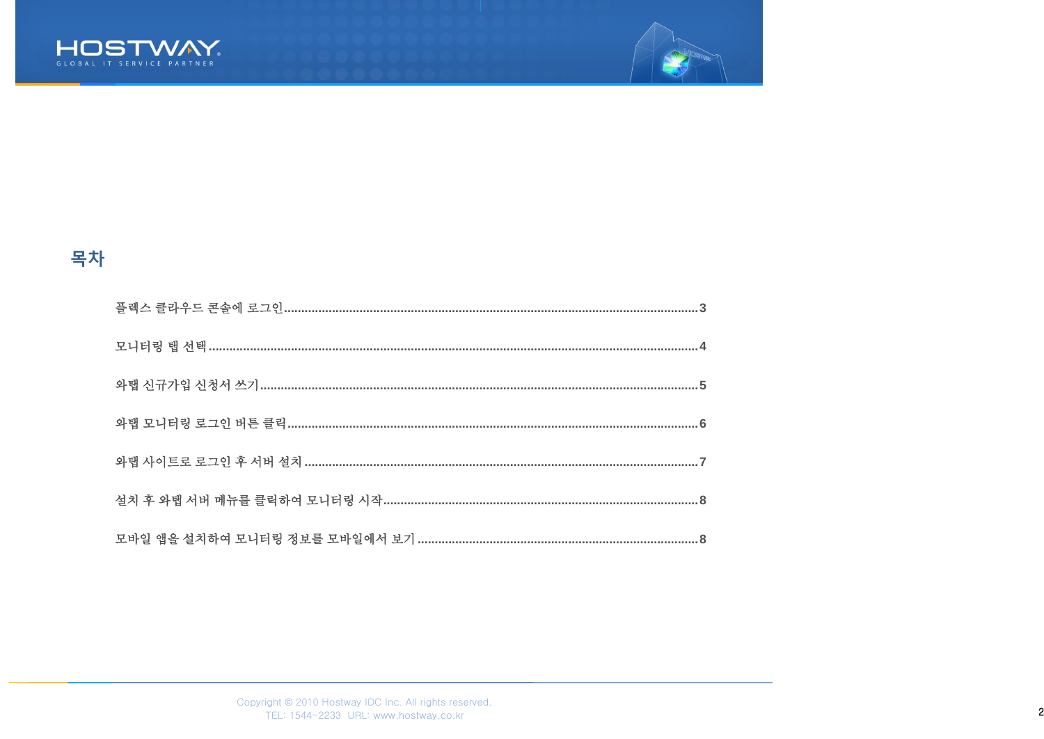# 목차

플렉스 클라우드 콘솔에 로그인........................................................................................................3

모니터링 탭 선택..........................................................................................................................4

와탭 신규가입 신청서 쓰기...........................................................................................................5

와탭 모니터링 로그인 버튼 클릭...................................................................................................6

와탭 사이트로 로그인 후 서버 설치...............................................................................................7

설치 후 와탭 서버 메뉴를 클릭하여 모니터링 시작.........................................................................8

모바일 앱을 설치하여 모니터링 정보를 모바일에서 보기...............................................................8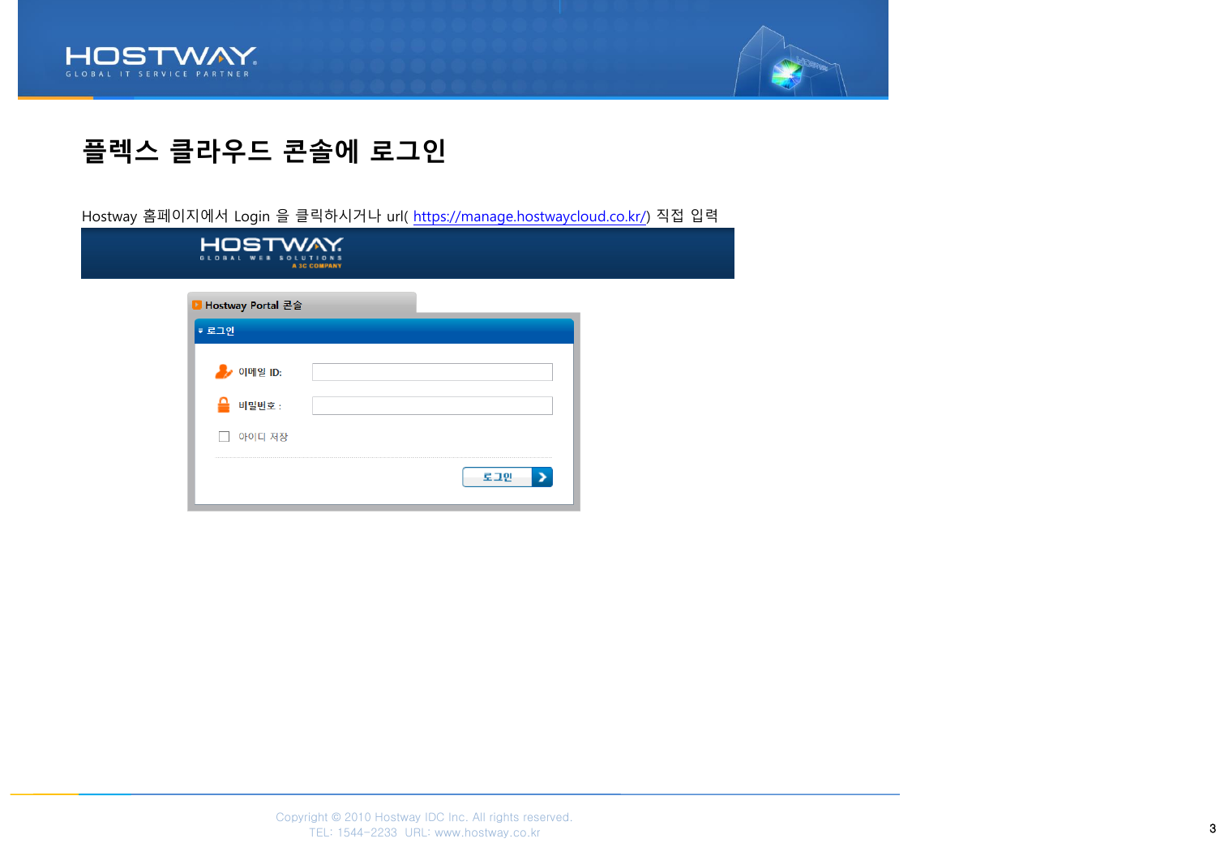# 플렉스 클라우드 콘솔에 로그인

Hostway 홈페이지에서 Login 을 클릭하시거나 url( https://manage.hostwaycloud.co.kr/) 직접 입력

HOSTWAY
GLOBAL WEB SOLUTIONS
A 3C COMPANY

Hostway Portal 콘솔

로그인

이메일 ID:

비밀번호 :

아이디 저장

로그인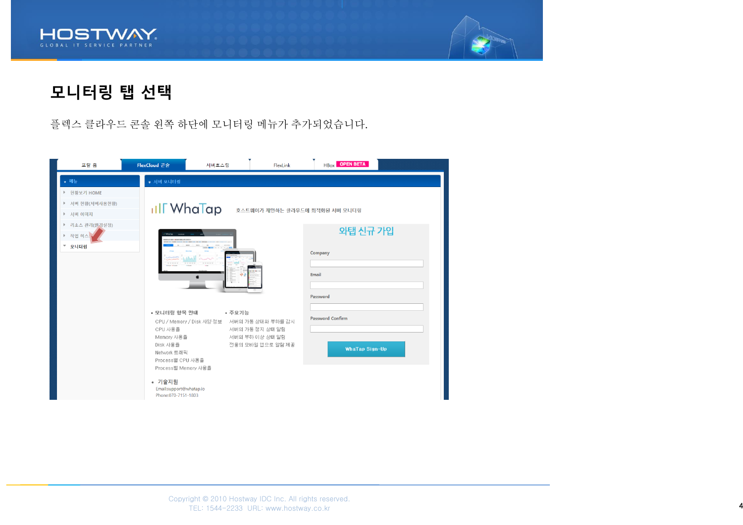# 모니터링 탭 선택

플렉스 클라우드 콘솔 왼쪽 하단에 모니터링 메뉴가 추가되었습니다.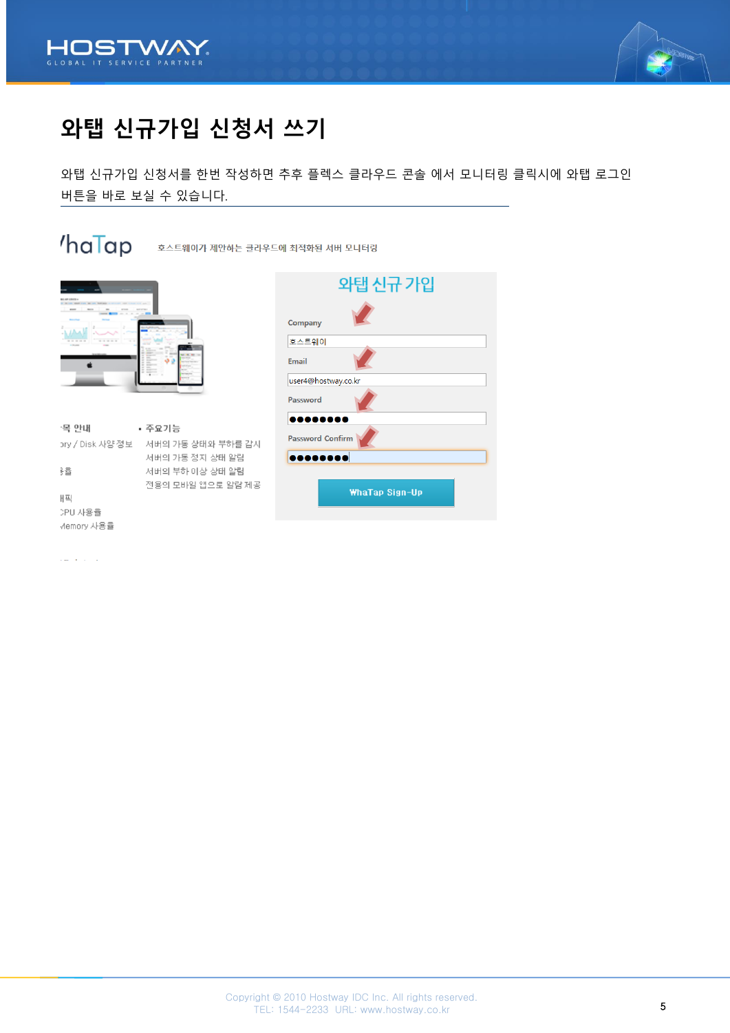# 와탭 신규가입 신청서 쓰기

와탭 신규가입 신청서를 한번 작성하면 추후 플렉스 클라우드 콘솔 에서 모니터링 클릭시에 와탭 로그인 버튼을 바로 보실 수 있습니다.

'haTap 호스트웨이가 제안하는 클라우드에 최적화된 서버 모니터링

-목 안내

ory / Disk 사양정보

률

배픽

CPU 사용률

Memory 사용률

- 주요기능

서버의 가동 상태와 부하를 감시

서버의 가동 정지 상태 알림

서버의 부하이상 상태 알림

전용의 모바일 앱으로 알람 제공

## 와탭 신규 가입

Company

호스트웨이

Email

user4@hostway.co.kr

Password

●●●●●●●●

Password Confirm

●●●●●●●●

WhaTap Sign-Up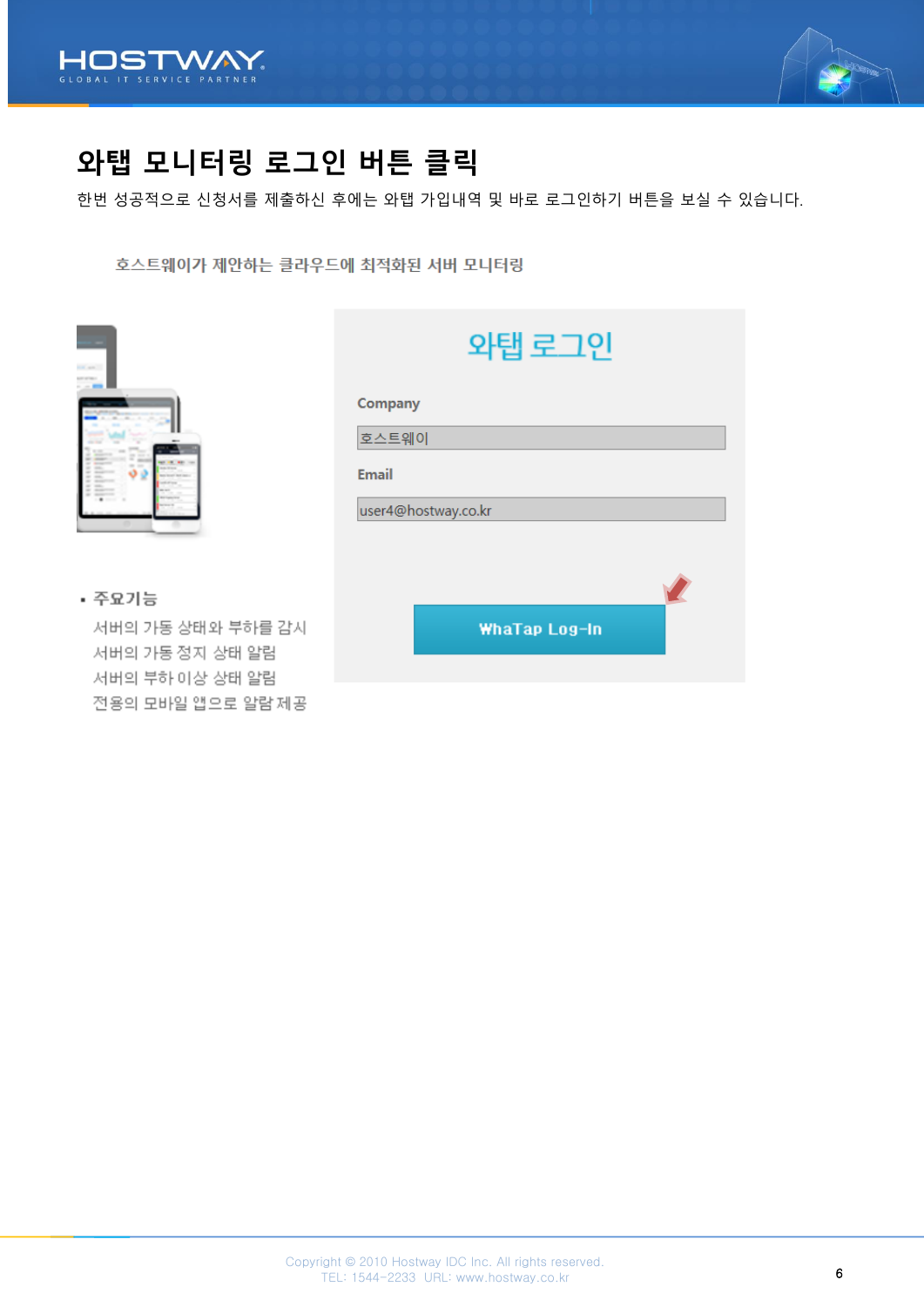# 와탭 모니터링 로그인 버튼 클릭

한번 성공적으로 신청서를 제출하신 후에는 와탭 가입내역 및 바로 로그인하기 버튼을 보실 수 있습니다.

호스트웨이가 제안하는 클라우드에 최적화된 서버 모니터링

- 주요기능
  - 서버의 가동 상태와 부하를 감시
  - 서버의 가동 정지 상태 알림
  - 서버의 부하이상 상태 알림
  - 전용의 모바일 앱으로 알람 제공

## 와탭 로그인

Company

호스트웨이

Email

user4@hostway.co.kr

WhaTap Log-In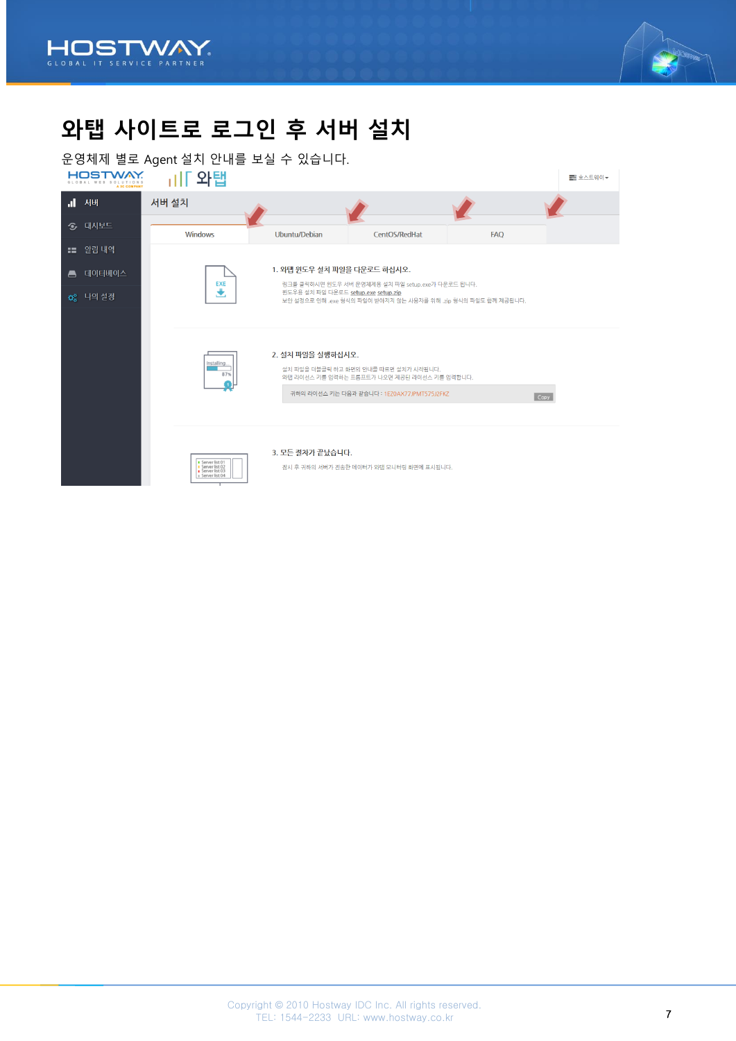# 와탭 사이트로 로그인 후 서버 설치

운영체제 별로 Agent 설치 안내를 보실 수 있습니다.

HOSTWAY 와탭

서버 설치

| Windows | Ubuntu/Debian | CentOS/RedHat | FAQ |
|---|---|---|---|

1. 와탭 윈도우 설치 파일을 다운로드 하십시오.

링크를 클릭하시면 윈도우 서버 운영체제용 설치 파일 setup.exe가 다운로드 됩니다.
윈도우용 설치 파일 다운로드 setup.exe setup.zip
보안 설정으로 인해 .exe 형식의 파일이 받아지지 않는 사용자를 위해 .zip 형식의 파일도 함께 제공됩니다.

2. 설치 파일을 실행하십시오.

설치 파일을 더블클릭 하고 화면의 안내를 따르면 설치가 시작됩니다.
와탭 라이선스 키를 입력하는 프롬프트가 나오면 제공된 라이선스 키를 입력합니다.

귀하의 라이선스 키는 다음과 같습니다 : 1EZ0AX77JPMT575J2FKZ Copy

3. 모든 절차가 끝났습니다.

잠시 후 귀하의 서버가 전송한 데이터가 와탭 모니터링 화면에 표시됩니다.

Copyright © 2010 Hostway IDC Inc. All rights reserved.
TEL: 1544-2233 URL: www.hostway.co.kr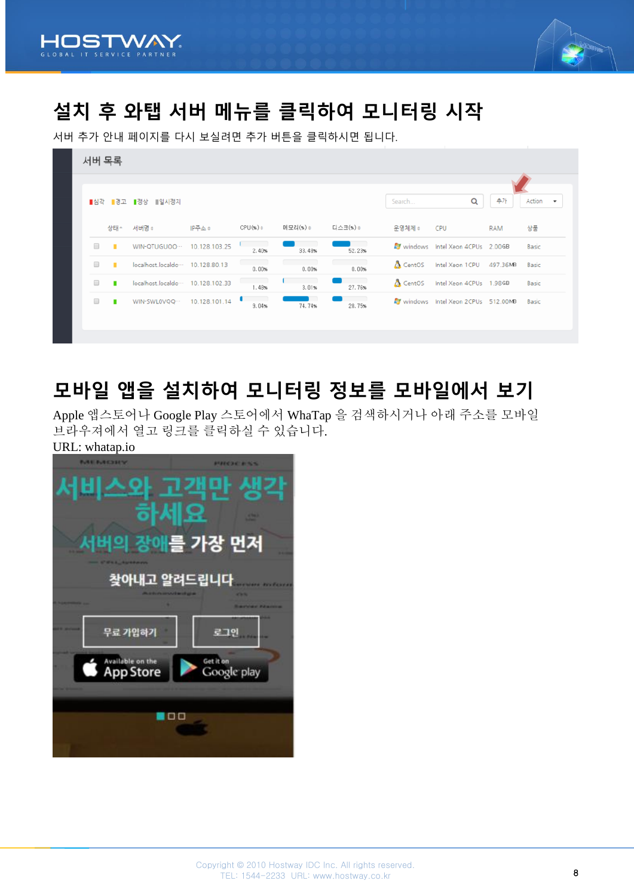# 설치 후 와탭 서버 메뉴를 클릭하여 모니터링 시작

서버 추가 안내 페이지를 다시 보실려면 추가 버튼을 클릭하시면 됩니다.

# 모바일 앱을 설치하여 모니터링 정보를 모바일에서 보기

Apple 앱스토어나 Google Play 스토어에서 WhaTap 을 검색하시거나 아래 주소를 모바일 브라우저에서 열고 링크를 클릭하실 수 있습니다.

URL: whatap.io